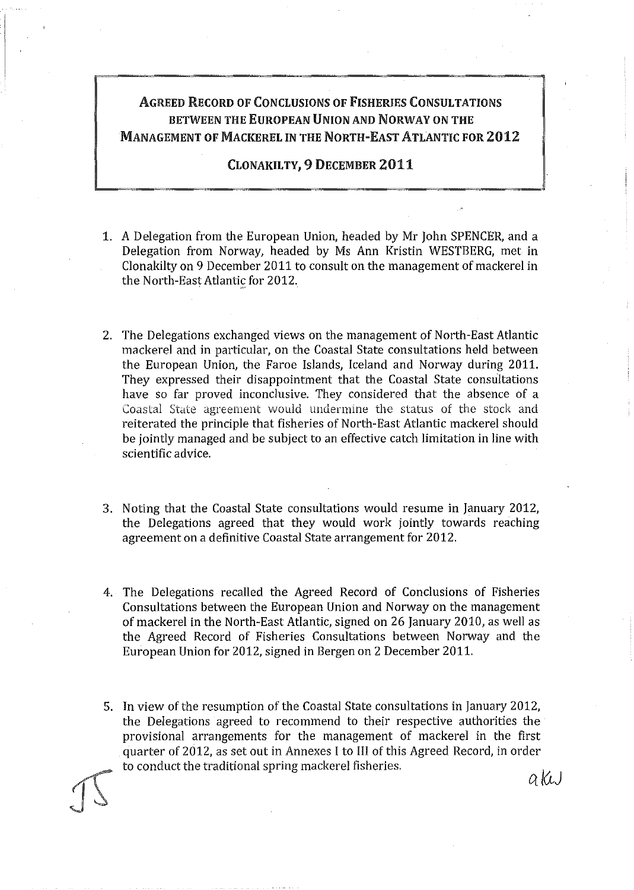# AGREED RECORD OF CONCLUSIONS OF FISHERIES CONSULTATIONS BETWEEN THE EUROPEAN UNION AND NORWAY ON THE MANAGEMENT OF MACKEREL IN THE NORTH-EAST ATLANTIC FOR 2012

## CLONAKILTY, 9 DECEMBER 2011

1. A Delegation from the European Union, headed by Mr John SPENCER, and a Delegation from Norway, headed by Ms Ann Kristin WESTBERG, met in Clonakilty on 9 December 2011 to consult on the management of mackerel in the North-East Atlantic for 2012.

2. The Delegations exchanged views on the management of North-East Atlantic mackerel and in particular, on the Coastal State consultations held between the European Union, the Faroe Islands, Iceland and Norway during 2011. They expressed their disappointment that the Coastal State consultations have so far proved inconclusive. They considered that the absence of a Coastal State agreement would undermine the status of the stock and reiterated the principle that fisheries of North-East Atlantic mackerel should be jointly managed and be subject to an effective catch limitation in line with scientific advice.

3. Noting that the Coastal State consultations would resume in January 2012, the Delegations agreed that they would work jointly towards reaching agreement on a definitive Coastal State arrangement for 2012.

4. The Delegations recalled the Agreed Record of Conclusions of Fisheries Consultations between the European Union and Norway on the management of mackerel in the North-East Atlantic, signed on 26 January 2010, as well as the Agreed Record of Fisheries Consultations between Norway and the European Union for 2012, signed in Bergen on 2 December 2011.

5. In view of the resumption of the Coastal State consultations in January 2012, the Delegations agreed to recommend to their respective authorities the provisional arrangements for the management of mackerel in the first quarter of 2012, as set out in Annexes I to III of this Agreed Record, in order to conduct the traditional spring mackerel fisheries.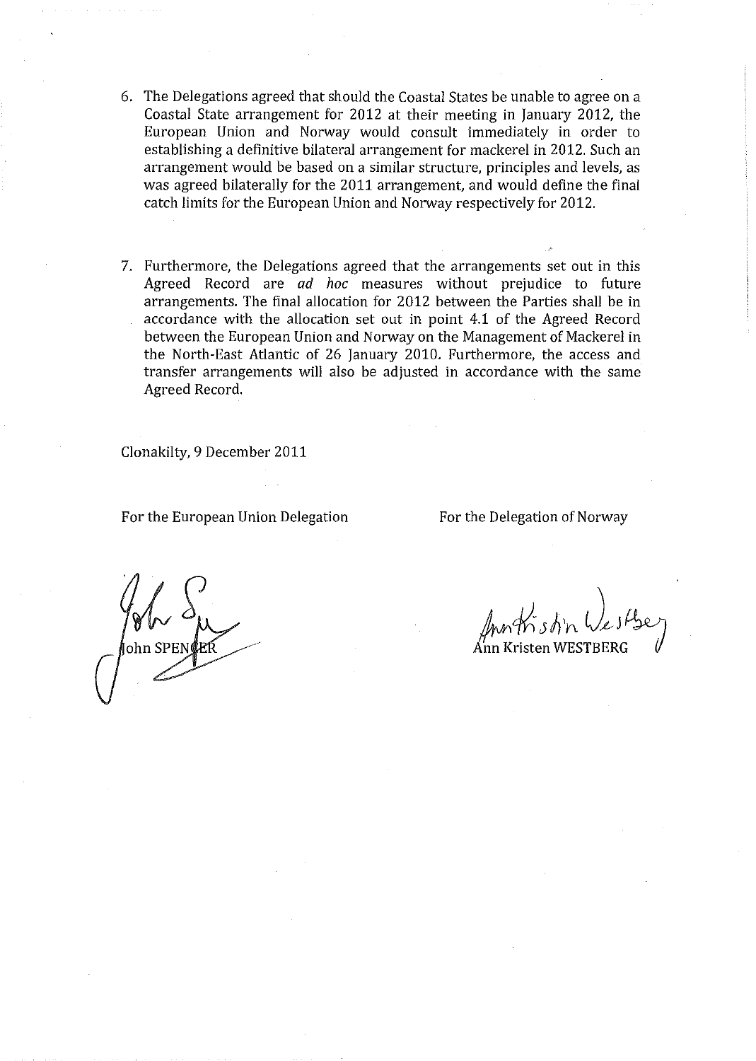6. The Delegations agreed that should the Coastal States be unable to agree on a Coastal State arrangement for 2012 at their meeting in January 2012, the European Union and Norway would consult immediately in order to establishing a definitive bilateral arrangement for mackerel in 2012. Such an arrangement would be based on a similar structure, principles and levels, as was agreed bilaterally for the 2011 arrangement, and would define the final catch limits for the European Union and Norway respectively for 2012.

7. Furthermore, the Delegations agreed that the arrangements set out in this Agreed Record are *ad hoc* measures without prejudice to future arrangements. The final allocation for 2012 between the Parties shall be in accordance with the allocation set out in point 4.1 of the Agreed Record between the European Union and Norway on the Management of Mackerel in the North-East Atlantic of 26 January 2010. Furthermore, the access and transfer arrangements will also be adjusted in accordance with the same Agreed Record.

Clonakilty, 9 December 2011

For the European Union Delegation

John SPENCER

For the Delegation of Norway

Ann Kristen WESTBERG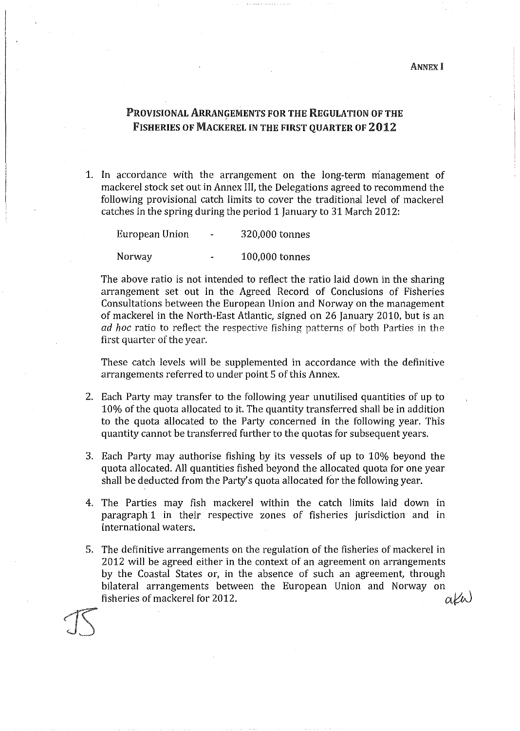ANNEX I

## PROVISIONAL ARRANGEMENTS FOR THE REGULATION OF THE FISHERIES OF MACKEREL IN THE FIRST QUARTER OF 2012

1. In accordance with the arrangement on the long-term management of mackerel stock set out in Annex III, the Delegations agreed to recommend the following provisional catch limits to cover the traditional level of mackerel catches in the spring during the period 1 January to 31 March 2012:

   | | | |
   |---|---|---|
   | European Union | - | 320,000 tonnes |
   | Norway | - | 100,000 tonnes |

   The above ratio is not intended to reflect the ratio laid down in the sharing arrangement set out in the Agreed Record of Conclusions of Fisheries Consultations between the European Union and Norway on the management of mackerel in the North-East Atlantic, signed on 26 January 2010, but is an *ad hoc* ratio to reflect the respective fishing patterns of both Parties in the first quarter of the year.

   These catch levels will be supplemented in accordance with the definitive arrangements referred to under point 5 of this Annex.

2. Each Party may transfer to the following year unutilised quantities of up to 10% of the quota allocated to it. The quantity transferred shall be in addition to the quota allocated to the Party concerned in the following year. This quantity cannot be transferred further to the quotas for subsequent years.

3. Each Party may authorise fishing by its vessels of up to 10% beyond the quota allocated. All quantities fished beyond the allocated quota for one year shall be deducted from the Party's quota allocated for the following year.

4. The Parties may fish mackerel within the catch limits laid down in paragraph 1 in their respective zones of fisheries jurisdiction and in international waters.

5. The definitive arrangements on the regulation of the fisheries of mackerel in 2012 will be agreed either in the context of an agreement on arrangements by the Coastal States or, in the absence of such an agreement, through bilateral arrangements between the European Union and Norway on fisheries of mackerel for 2012.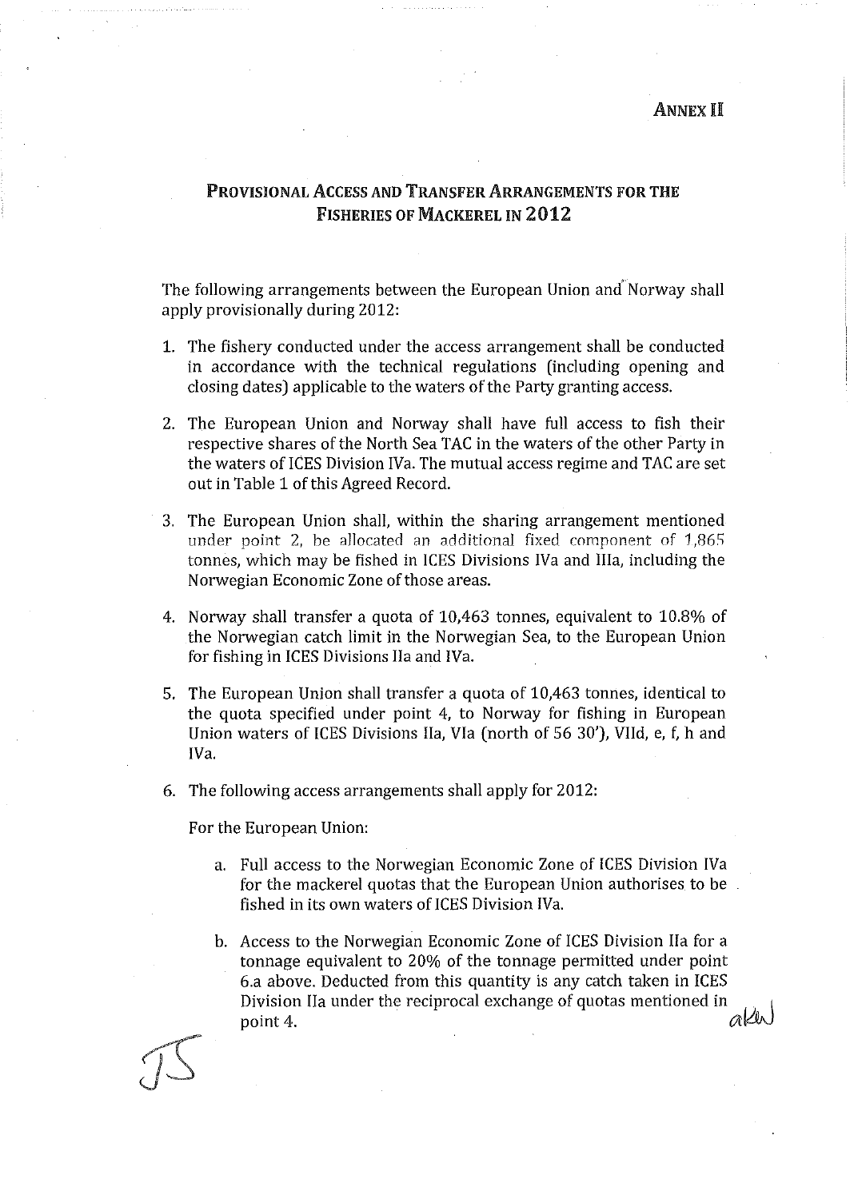**ANNEX II**

## PROVISIONAL ACCESS AND TRANSFER ARRANGEMENTS FOR THE FISHERIES OF MACKEREL IN 2012

The following arrangements between the European Union and Norway shall apply provisionally during 2012:

1. The fishery conducted under the access arrangement shall be conducted in accordance with the technical regulations (including opening and closing dates) applicable to the waters of the Party granting access.
2. The European Union and Norway shall have full access to fish their respective shares of the North Sea TAC in the waters of the other Party in the waters of ICES Division IVa. The mutual access regime and TAC are set out in Table 1 of this Agreed Record.
3. The European Union shall, within the sharing arrangement mentioned under point 2, be allocated an additional fixed component of 1,865 tonnes, which may be fished in ICES Divisions IVa and IIIa, including the Norwegian Economic Zone of those areas.
4. Norway shall transfer a quota of 10,463 tonnes, equivalent to 10.8% of the Norwegian catch limit in the Norwegian Sea, to the European Union for fishing in ICES Divisions IIa and IVa.
5. The European Union shall transfer a quota of 10,463 tonnes, identical to the quota specified under point 4, to Norway for fishing in European Union waters of ICES Divisions IIa, VIa (north of 56 30'), VIId, e, f, h and IVa.
6. The following access arrangements shall apply for 2012:

   For the European Union:

   a. Full access to the Norwegian Economic Zone of ICES Division IVa for the mackerel quotas that the European Union authorises to be fished in its own waters of ICES Division IVa.

   b. Access to the Norwegian Economic Zone of ICES Division IIa for a tonnage equivalent to 20% of the tonnage permitted under point 6.a above. Deducted from this quantity is any catch taken in ICES Division IIa under the reciprocal exchange of quotas mentioned in point 4.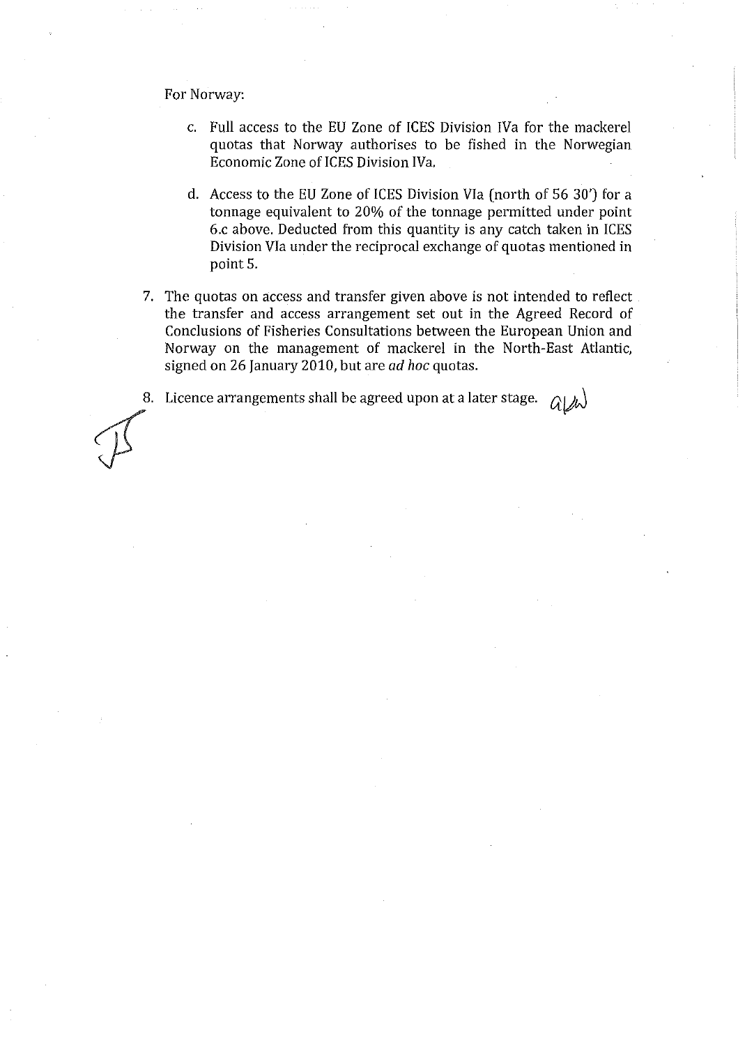For Norway:

c. Full access to the EU Zone of ICES Division IVa for the mackerel quotas that Norway authorises to be fished in the Norwegian Economic Zone of ICES Division IVa.

d. Access to the EU Zone of ICES Division VIa (north of 56 30') for a tonnage equivalent to 20% of the tonnage permitted under point 6.c above. Deducted from this quantity is any catch taken in ICES Division VIa under the reciprocal exchange of quotas mentioned in point 5.

7. The quotas on access and transfer given above is not intended to reflect the transfer and access arrangement set out in the Agreed Record of Conclusions of Fisheries Consultations between the European Union and Norway on the management of mackerel in the North-East Atlantic, signed on 26 January 2010, but are *ad hoc* quotas.

8. Licence arrangements shall be agreed upon at a later stage.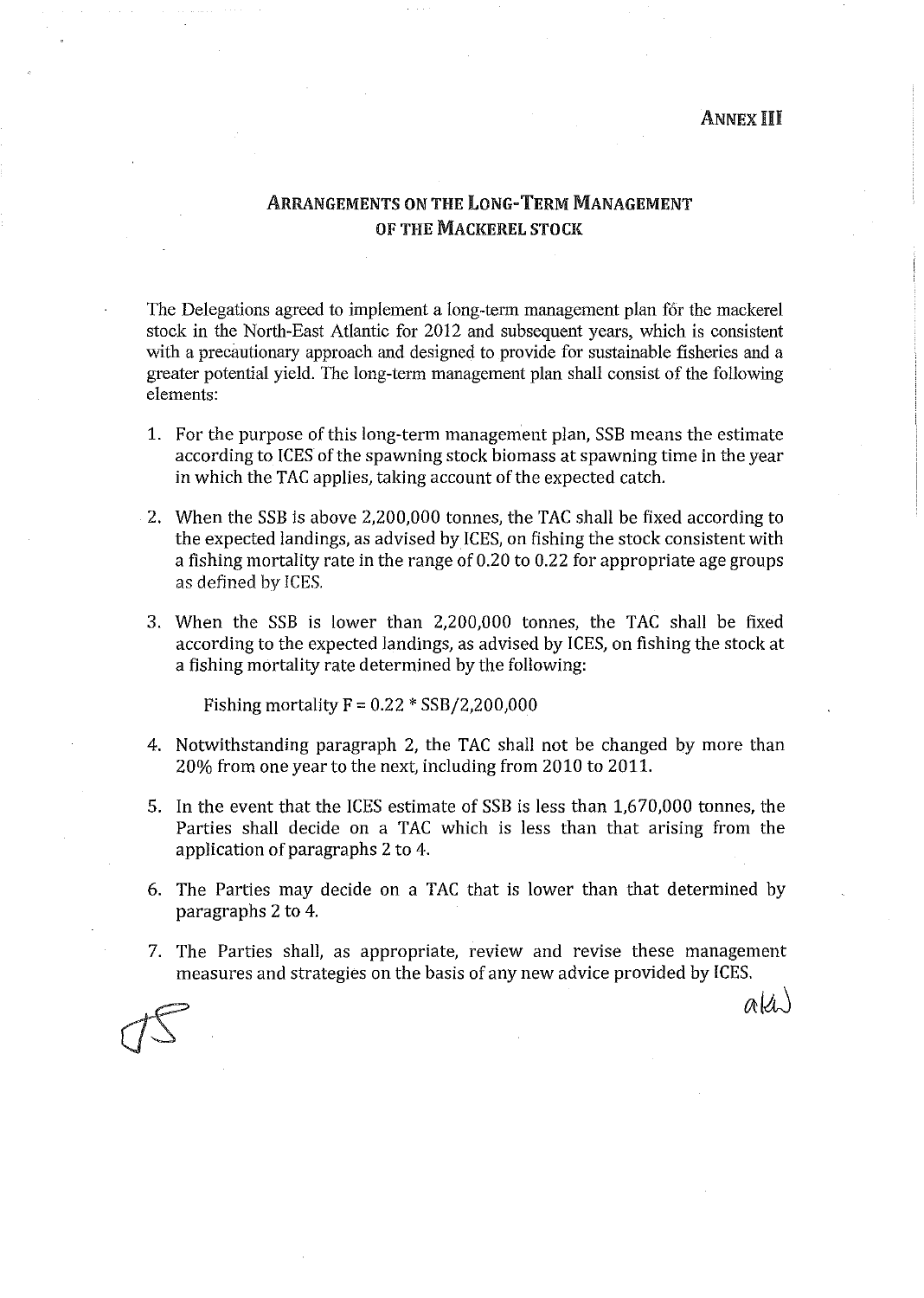**ANNEX III**

## ARRANGEMENTS ON THE LONG-TERM MANAGEMENT OF THE MACKEREL STOCK

The Delegations agreed to implement a long-term management plan for the mackerel stock in the North-East Atlantic for 2012 and subsequent years, which is consistent with a precautionary approach and designed to provide for sustainable fisheries and a greater potential yield. The long-term management plan shall consist of the following elements:

1. For the purpose of this long-term management plan, SSB means the estimate according to ICES of the spawning stock biomass at spawning time in the year in which the TAC applies, taking account of the expected catch.

2. When the SSB is above 2,200,000 tonnes, the TAC shall be fixed according to the expected landings, as advised by ICES, on fishing the stock consistent with a fishing mortality rate in the range of 0.20 to 0.22 for appropriate age groups as defined by ICES.

3. When the SSB is lower than 2,200,000 tonnes, the TAC shall be fixed according to the expected landings, as advised by ICES, on fishing the stock at a fishing mortality rate determined by the following:

   Fishing mortality $F = 0.22 * SSB/2,200,000$

4. Notwithstanding paragraph 2, the TAC shall not be changed by more than 20% from one year to the next, including from 2010 to 2011.

5. In the event that the ICES estimate of SSB is less than 1,670,000 tonnes, the Parties shall decide on a TAC which is less than that arising from the application of paragraphs 2 to 4.

6. The Parties may decide on a TAC that is lower than that determined by paragraphs 2 to 4.

7. The Parties shall, as appropriate, review and revise these management measures and strategies on the basis of any new advice provided by ICES.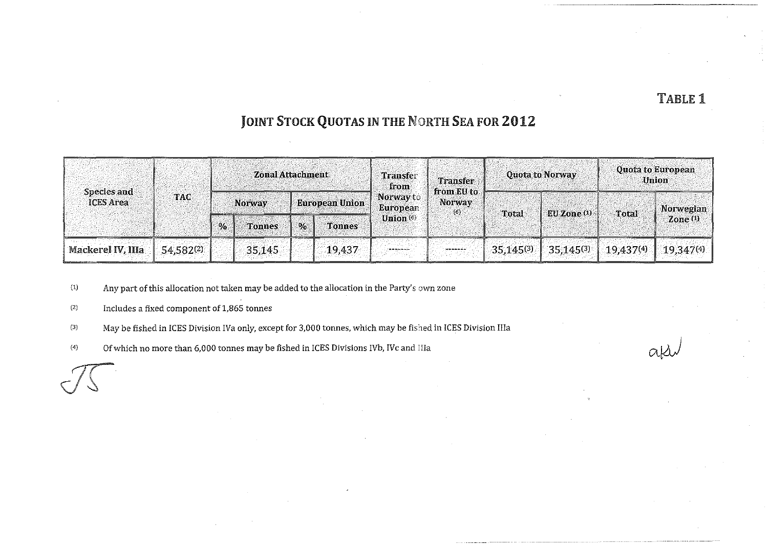**TABLE 1**

# JOINT STOCK QUOTAS IN THE NORTH SEA FOR 2012

| Species and ICES Area | TAC | Zonal Attachment | | | | Transfer from Norway to European Union (6) | Transfer from EU to Norway (6) | Quota to Norway | | Quota to European Union | |
|---|---|---|---|---|---|---|---|---|---|---|---|
| | | Norway | | European Union | | | | Total | EU Zone (1) | Total | Norwegian Zone (1) |
| | | % | Tonnes | % | Tonnes | | | | | | |
| Mackerel IV, IIIa | 54,582(2) | | 35,145 | | 19,437 | ------- | ------- | 35,145(3) | 35,145(3) | 19,437(4) | 19,347(4) |

(1) Any part of this allocation not taken may be added to the allocation in the Party's own zone

(2) Includes a fixed component of 1,865 tonnes

(3) May be fished in ICES Division IVa only, except for 3,000 tonnes, which may be fished in ICES Division IIIa

(4) Of which no more than 6,000 tonnes may be fished in ICES Divisions IVb, IVc and IIIa